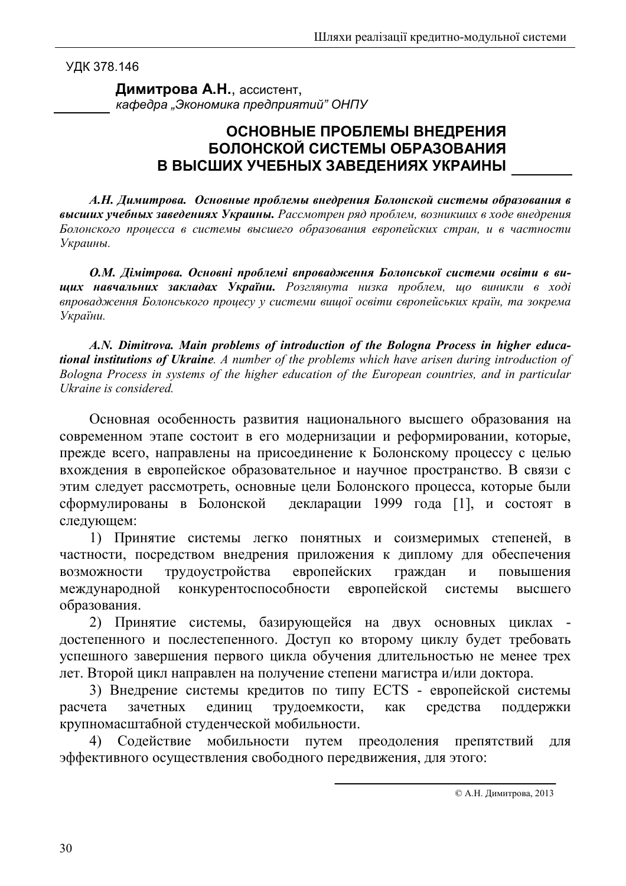УДК 378.146

**Димитрова А.Н.**, ассистент,
*кафедра „Экономика предприятий” ОНПУ*

# ОСНОВНЫЕ ПРОБЛЕМЫ ВНЕДРЕНИЯ БОЛОНСКОЙ СИСТЕМЫ ОБРАЗОВАНИЯ В ВЫСШИХ УЧЕБНЫХ ЗАВЕДЕНИЯХ УКРАИНЫ

***А.Н. Димитрова. Основные проблемы внедрения Болонской системы образования в высших учебных заведениях Украины.*** *Рассмотрен ряд проблем, возникших в ходе внедрения Болонского процесса в системы высшего образования европейских стран, и в частности Украины.*

***О.М. Дімітрова. Основні проблемі впровадження Болонської системи освіти в вищих навчальних закладах України.*** *Розглянута низка проблем, що виникли в ході впровадження Болонського процесу у системи вищої освіти європейських країн, та зокрема України.*

***A.N. Dimitrova. Main problems of introduction of the Bologna Process in higher educational institutions of Ukraine.*** *A number of the problems which have arisen during introduction of Bologna Process in systems of the higher education of the European countries, and in particular Ukraine is considered.*

Основная особенность развития национального высшего образования на современном этапе состоит в его модернизации и реформировании, которые, прежде всего, направлены на присоединение к Болонскому процессу с целью вхождения в европейское образовательное и научное пространство. В связи с этим следует рассмотреть, основные цели Болонского процесса, которые были сформулированы в Болонской декларации 1999 года [1], и состоят в следующем:

1) Принятие системы легко понятных и соизмеримых степеней, в частности, посредством внедрения приложения к диплому для обеспечения возможности трудоустройства европейских граждан и повышения международной конкурентоспособности европейской системы высшего образования.

2) Принятие системы, базирующейся на двух основных циклах - достепенного и послестепенного. Доступ ко второму циклу будет требовать успешного завершения первого цикла обучения длительностью не менее трех лет. Второй цикл направлен на получение степени магистра и/или доктора.

3) Внедрение системы кредитов по типу ECTS - европейской системы расчета зачетных единиц трудоемкости, как средства поддержки крупномасштабной студенческой мобильности.

4) Содействие мобильности путем преодоления препятствий для эффективного осуществления свободного передвижения, для этого:

© А.Н. Димитрова, 2013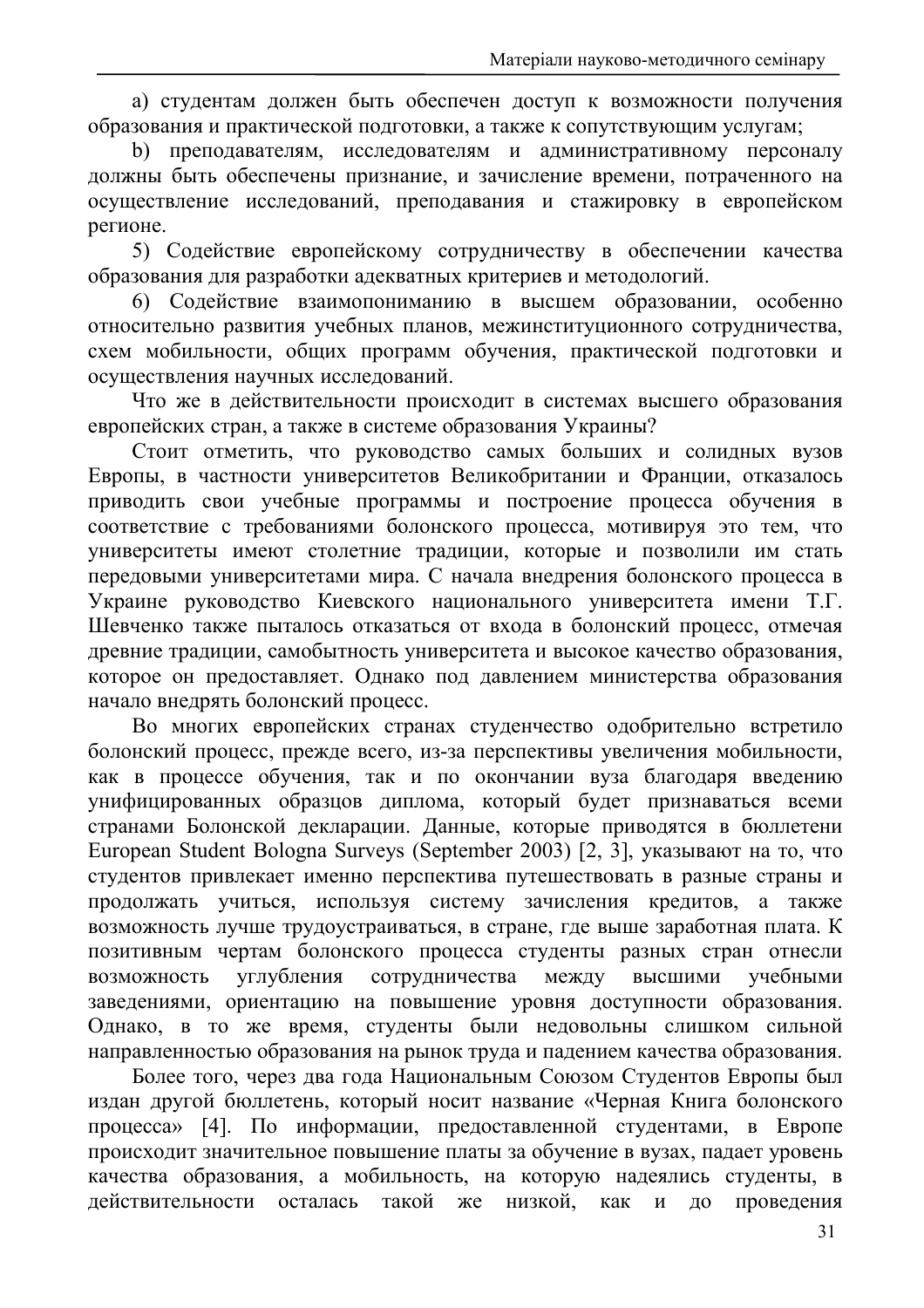a) студентам должен быть обеспечен доступ к возможности получения образования и практической подготовки, а также к сопутствующим услугам;

b) преподавателям, исследователям и административному персоналу должны быть обеспечены признание, и зачисление времени, потраченного на осуществление исследований, преподавания и стажировку в европейском регионе.

5) Содействие европейскому сотрудничеству в обеспечении качества образования для разработки адекватных критериев и методологий.

6) Содействие взаимопониманию в высшем образовании, особенно относительно развития учебных планов, межинституционного сотрудничества, схем мобильности, общих программ обучения, практической подготовки и осуществления научных исследований.

Что же в действительности происходит в системах высшего образования европейских стран, а также в системе образования Украины?

Стоит отметить, что руководство самых больших и солидных вузов Европы, в частности университетов Великобритании и Франции, отказалось приводить свои учебные программы и построение процесса обучения в соответствие с требованиями болонского процесса, мотивируя это тем, что университеты имеют столетние традиции, которые и позволили им стать передовыми университетами мира. С начала внедрения болонского процесса в Украине руководство Киевского национального университета имени Т.Г. Шевченко также пыталось отказаться от входа в болонский процесс, отмечая древние традиции, самобытность университета и высокое качество образования, которое он предоставляет. Однако под давлением министерства образования начало внедрять болонский процесс.

Во многих европейских странах студенчество одобрительно встретило болонский процесс, прежде всего, из-за перспективы увеличения мобильности, как в процессе обучения, так и по окончании вуза благодаря введению унифицированных образцов диплома, который будет признаваться всеми странами Болонской декларации. Данные, которые приводятся в бюллетени European Student Bologna Surveys (September 2003) [2, 3], указывают на то, что студентов привлекает именно перспектива путешествовать в разные страны и продолжать учиться, используя систему зачисления кредитов, а также возможность лучше трудоустраиваться, в стране, где выше заработная плата. К позитивным чертам болонского процесса студенты разных стран отнесли возможность углубления сотрудничества между высшими учебными заведениями, ориентацию на повышение уровня доступности образования. Однако, в то же время, студенты были недовольны слишком сильной направленностью образования на рынок труда и падением качества образования.

Более того, через два года Национальным Союзом Студентов Европы был издан другой бюллетень, который носит название «Черная Книга болонского процесса» [4]. По информации, предоставленной студентами, в Европе происходит значительное повышение платы за обучение в вузах, падает уровень качества образования, а мобильность, на которую надеялись студенты, в действительности осталась такой же низкой, как и до проведения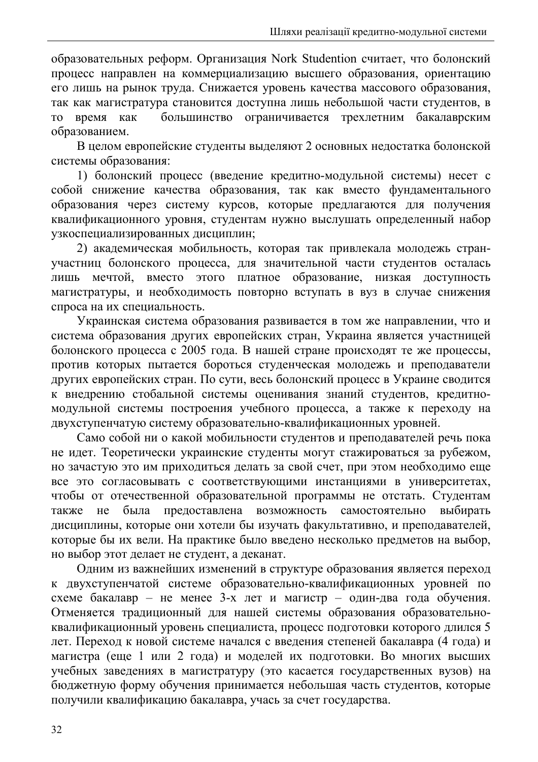образовательных реформ. Организация Nork Studention считает, что болонский процесс направлен на коммерциализацию высшего образования, ориентацию его лишь на рынок труда. Снижается уровень качества массового образования, так как магистратура становится доступна лишь небольшой части студентов, в то время как большинство ограничивается трехлетним бакалаврским образованием.

В целом европейские студенты выделяют 2 основных недостатка болонской системы образования:

1) болонский процесс (введение кредитно-модульной системы) несет с собой снижение качества образования, так как вместо фундаментального образования через систему курсов, которые предлагаются для получения квалификационного уровня, студентам нужно выслушать определенный набор узкоспециализированных дисциплин;

2) академическая мобильность, которая так привлекала молодежь стран-участниц болонского процесса, для значительной части студентов осталась лишь мечтой, вместо этого платное образование, низкая доступность магистратуры, и необходимость повторно вступать в вуз в случае снижения спроса на их специальность.

Украинская система образования развивается в том же направлении, что и система образования других европейских стран, Украина является участницей болонского процесса с 2005 года. В нашей стране происходят те же процессы, против которых пытается бороться студенческая молодежь и преподаватели других европейских стран. По сути, весь болонский процесс в Украине сводится к внедрению стобальной системы оценивания знаний студентов, кредитно-модульной системы построения учебного процесса, а также к переходу на двухступенчатую систему образовательно-квалификационных уровней.

Само собой ни о какой мобильности студентов и преподавателей речь пока не идет. Теоретически украинские студенты могут стажироваться за рубежом, но зачастую это им приходиться делать за свой счет, при этом необходимо еще все это согласовывать с соответствующими инстанциями в университетах, чтобы от отечественной образовательной программы не отстать. Студентам также не была предоставлена возможность самостоятельно выбирать дисциплины, которые они хотели бы изучать факультативно, и преподавателей, которые бы их вели. На практике было введено несколько предметов на выбор, но выбор этот делает не студент, а деканат.

Одним из важнейших изменений в структуре образования является переход к двухступенчатой системе образовательно-квалификационных уровней по схеме бакалавр – не менее 3-х лет и магистр – один-два года обучения. Отменяется традиционный для нашей системы образования образовательно-квалификационный уровень специалиста, процесс подготовки которого длился 5 лет. Переход к новой системе начался с введения степеней бакалавра (4 года) и магистра (еще 1 или 2 года) и моделей их подготовки. Во многих высших учебных заведениях в магистратуру (это касается государственных вузов) на бюджетную форму обучения принимается небольшая часть студентов, которые получили квалификацию бакалавра, учась за счет государства.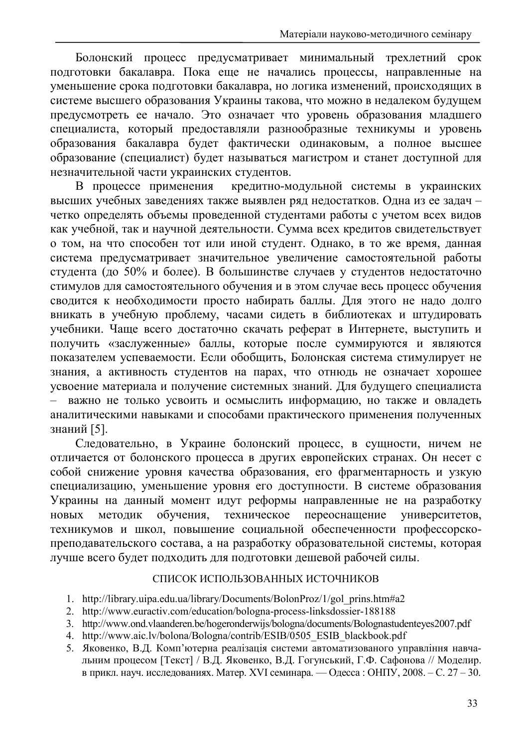Болонский процесс предусматривает минимальный трехлетний срок подготовки бакалавра. Пока еще не начались процессы, направленные на уменьшение срока подготовки бакалавра, но логика изменений, происходящих в системе высшего образования Украины такова, что можно в недалеком будущем предусмотреть ее начало. Это означает что уровень образования младшего специалиста, который предоставляли разнообразные техникумы и уровень образования бакалавра будет фактически одинаковым, а полное высшее образование (специалист) будет называться магистром и станет доступной для незначительной части украинских студентов.

В процессе применения кредитно-модульной системы в украинских высших учебных заведениях также выявлен ряд недостатков. Одна из ее задач – четко определять объемы проведенной студентами работы с учетом всех видов как учебной, так и научной деятельности. Сумма всех кредитов свидетельствует о том, на что способен тот или иной студент. Однако, в то же время, данная система предусматривает значительное увеличение самостоятельной работы студента (до 50% и более). В большинстве случаев у студентов недостаточно стимулов для самостоятельного обучения и в этом случае весь процесс обучения сводится к необходимости просто набирать баллы. Для этого не надо долго вникать в учебную проблему, часами сидеть в библиотеках и штудировать учебники. Чаще всего достаточно скачать реферат в Интернете, выступить и получить «заслуженные» баллы, которые после суммируются и являются показателем успеваемости. Если обобщить, Болонская система стимулирует не знания, а активность студентов на парах, что отнюдь не означает хорошее усвоение материала и получение системных знаний. Для будущего специалиста – важно не только усвоить и осмыслить информацию, но также и овладеть аналитическими навыками и способами практического применения полученных знаний [5].

Следовательно, в Украине болонский процесс, в сущности, ничем не отличается от болонского процесса в других европейских странах. Он несет с собой снижение уровня качества образования, его фрагментарность и узкую специализацию, уменьшение уровня его доступности. В системе образования Украины на данный момент идут реформы направленные не на разработку новых методик обучения, техническое переоснащение университетов, техникумов и школ, повышение социальной обеспеченности профессорско-преподавательского состава, а на разработку образовательной системы, которая лучше всего будет подходить для подготовки дешевой рабочей силы.

## СПИСОК ИСПОЛЬЗОВАННЫХ ИСТОЧНИКОВ

1. http://library.uipa.edu.ua/library/Documents/BolonProz/1/gol_prins.htm#a2
2. http://www.euractiv.com/education/bologna-process-linksdossier-188188
3. http://www.ond.vlaanderen.be/hogeronderwijs/bologna/documents/Bolognastudenteyes2007.pdf
4. http://www.aic.lv/bolona/Bologna/contrib/ESIB/0505_ESIB_blackbook.pdf
5. Яковенко, В.Д. Комп'ютерна реалізація системи автоматизованого управління навчальним процесом [Текст] / В.Д. Яковенко, В.Д. Гогунський, Г.Ф. Сафонова // Моделир. в прикл. науч. исследованиях. Матер. XVI семинара. — Одесса : ОНПУ, 2008. – С. 27 – 30.